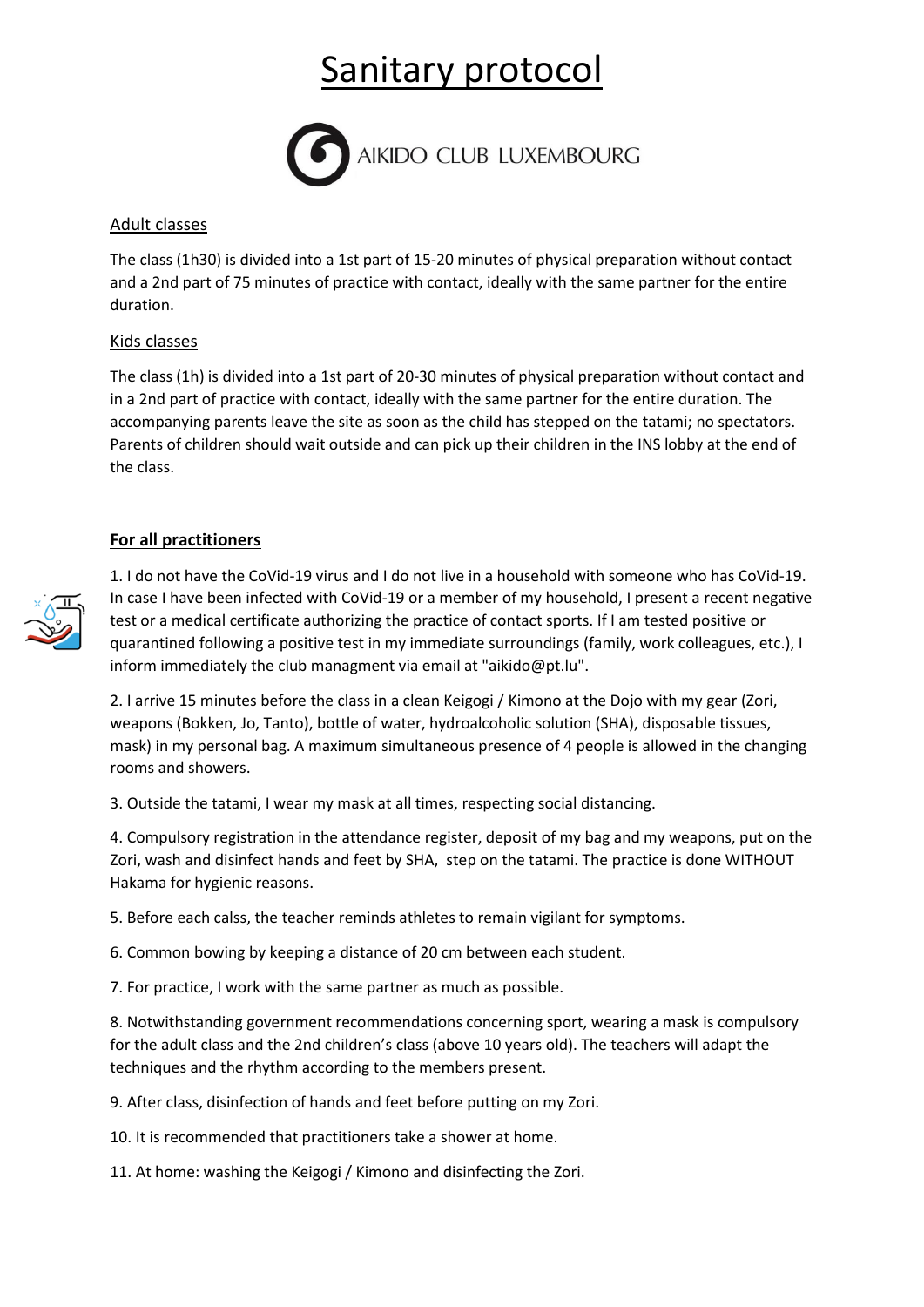# Sanitary protocol

AIKIDO CLUB LUXEMBOURG

## Adult classes

The class (1h30) is divided into a 1st part of 15-20 minutes of physical preparation without contact and a 2nd part of 75 minutes of practice with contact, ideally with the same partner for the entire duration.

## Kids classes

The class (1h) is divided into a 1st part of 20-30 minutes of physical preparation without contact and in a 2nd part of practice with contact, ideally with the same partner for the entire duration. The accompanying parents leave the site as soon as the child has stepped on the tatami; no spectators. Parents of children should wait outside and can pick up their children in the INS lobby at the end of the class.

## **For all practitioners**

1. I do not have the CoVid-19 virus and I do not live in a household with someone who has CoVid-19. In case I have been infected with CoVid-19 or a member of my household, I present a recent negative test or a medical certificate authorizing the practice of contact sports. If I am tested positive or quarantined following a positive test in my immediate surroundings (family, work colleagues, etc.), I inform immediately the club managment via email at "aikido@pt.lu".

2. I arrive 15 minutes before the class in a clean Keigogi / Kimono at the Dojo with my gear (Zori, weapons (Bokken, Jo, Tanto), bottle of water, hydroalcoholic solution (SHA), disposable tissues, mask) in my personal bag. A maximum simultaneous presence of 4 people is allowed in the changing rooms and showers.

3. Outside the tatami, I wear my mask at all times, respecting social distancing.

4. Compulsory registration in the attendance register, deposit of my bag and my weapons, put on the Zori, wash and disinfect hands and feet by SHA, step on the tatami. The practice is done WITHOUT Hakama for hygienic reasons.

5. Before each calss, the teacher reminds athletes to remain vigilant for symptoms.

6. Common bowing by keeping a distance of 20 cm between each student.

7. For practice, I work with the same partner as much as possible.

8. Notwithstanding government recommendations concerning sport, wearing a mask is compulsory for the adult class and the 2nd children's class (above 10 years old). The teachers will adapt the techniques and the rhythm according to the members present.

9. After class, disinfection of hands and feet before putting on my Zori.

10. It is recommended that practitioners take a shower at home.

11. At home: washing the Keigogi / Kimono and disinfecting the Zori.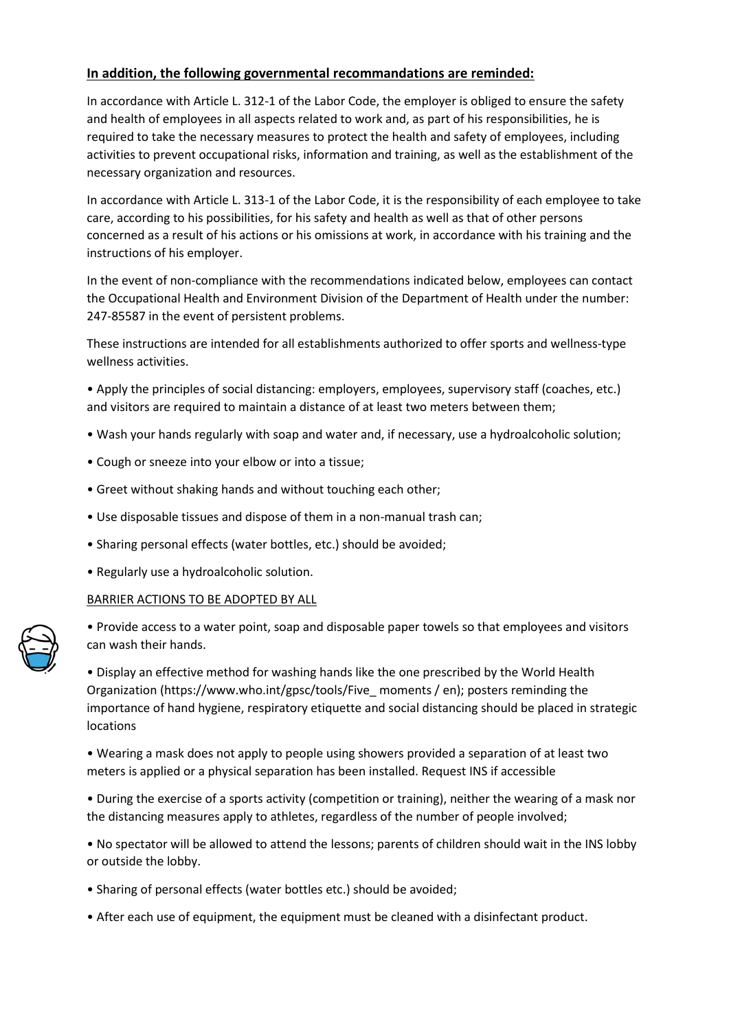**In addition, the following governmental recommandations are reminded:**

In accordance with Article L. 312-1 of the Labor Code, the employer is obliged to ensure the safety and health of employees in all aspects related to work and, as part of his responsibilities, he is required to take the necessary measures to protect the health and safety of employees, including activities to prevent occupational risks, information and training, as well as the establishment of the necessary organization and resources.

In accordance with Article L. 313-1 of the Labor Code, it is the responsibility of each employee to take care, according to his possibilities, for his safety and health as well as that of other persons concerned as a result of his actions or his omissions at work, in accordance with his training and the instructions of his employer.

In the event of non-compliance with the recommendations indicated below, employees can contact the Occupational Health and Environment Division of the Department of Health under the number: 247-85587 in the event of persistent problems.

These instructions are intended for all establishments authorized to offer sports and wellness-type wellness activities.

• Apply the principles of social distancing: employers, employees, supervisory staff (coaches, etc.) and visitors are required to maintain a distance of at least two meters between them;

• Wash your hands regularly with soap and water and, if necessary, use a hydroalcoholic solution;

• Cough or sneeze into your elbow or into a tissue;

• Greet without shaking hands and without touching each other;

• Use disposable tissues and dispose of them in a non-manual trash can;

• Sharing personal effects (water bottles, etc.) should be avoided;

• Regularly use a hydroalcoholic solution.

BARRIER ACTIONS TO BE ADOPTED BY ALL

• Provide access to a water point, soap and disposable paper towels so that employees and visitors can wash their hands.

• Display an effective method for washing hands like the one prescribed by the World Health Organization (https://www.who.int/gpsc/tools/Five_ moments / en); posters reminding the importance of hand hygiene, respiratory etiquette and social distancing should be placed in strategic locations

• Wearing a mask does not apply to people using showers provided a separation of at least two meters is applied or a physical separation has been installed. Request INS if accessible

• During the exercise of a sports activity (competition or training), neither the wearing of a mask nor the distancing measures apply to athletes, regardless of the number of people involved;

• No spectator will be allowed to attend the lessons; parents of children should wait in the INS lobby or outside the lobby.

• Sharing of personal effects (water bottles etc.) should be avoided;

• After each use of equipment, the equipment must be cleaned with a disinfectant product.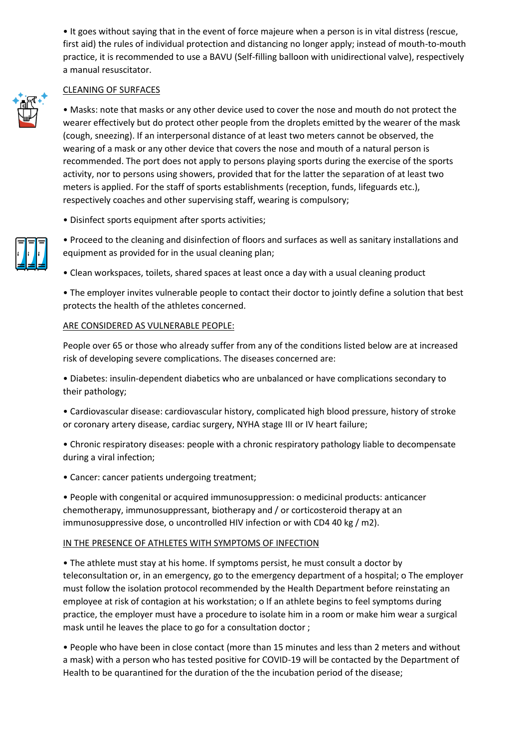- It goes without saying that in the event of force majeure when a person is in vital distress (rescue, first aid) the rules of individual protection and distancing no longer apply; instead of mouth-to-mouth practice, it is recommended to use a BAVU (Self-filling balloon with unidirectional valve), respectively a manual resuscitator.

CLEANING OF SURFACES

- Masks: note that masks or any other device used to cover the nose and mouth do not protect the wearer effectively but do protect other people from the droplets emitted by the wearer of the mask (cough, sneezing). If an interpersonal distance of at least two meters cannot be observed, the wearing of a mask or any other device that covers the nose and mouth of a natural person is recommended. The port does not apply to persons playing sports during the exercise of the sports activity, nor to persons using showers, provided that for the latter the separation of at least two meters is applied. For the staff of sports establishments (reception, funds, lifeguards etc.), respectively coaches and other supervising staff, wearing is compulsory;
- Disinfect sports equipment after sports activities;
- Proceed to the cleaning and disinfection of floors and surfaces as well as sanitary installations and equipment as provided for in the usual cleaning plan;
- Clean workspaces, toilets, shared spaces at least once a day with a usual cleaning product
- The employer invites vulnerable people to contact their doctor to jointly define a solution that best protects the health of the athletes concerned.

ARE CONSIDERED AS VULNERABLE PEOPLE:

People over 65 or those who already suffer from any of the conditions listed below are at increased risk of developing severe complications. The diseases concerned are:

- Diabetes: insulin-dependent diabetics who are unbalanced or have complications secondary to their pathology;
- Cardiovascular disease: cardiovascular history, complicated high blood pressure, history of stroke or coronary artery disease, cardiac surgery, NYHA stage III or IV heart failure;
- Chronic respiratory diseases: people with a chronic respiratory pathology liable to decompensate during a viral infection;
- Cancer: cancer patients undergoing treatment;
- People with congenital or acquired immunosuppression: o medicinal products: anticancer chemotherapy, immunosuppressant, biotherapy and / or corticosteroid therapy at an immunosuppressive dose, o uncontrolled HIV infection or with CD4 40 kg / m2).

IN THE PRESENCE OF ATHLETES WITH SYMPTOMS OF INFECTION

- The athlete must stay at his home. If symptoms persist, he must consult a doctor by teleconsultation or, in an emergency, go to the emergency department of a hospital; o The employer must follow the isolation protocol recommended by the Health Department before reinstating an employee at risk of contagion at his workstation; o If an athlete begins to feel symptoms during practice, the employer must have a procedure to isolate him in a room or make him wear a surgical mask until he leaves the place to go for a consultation doctor ;
- People who have been in close contact (more than 15 minutes and less than 2 meters and without a mask) with a person who has tested positive for COVID-19 will be contacted by the Department of Health to be quarantined for the duration of the the incubation period of the disease;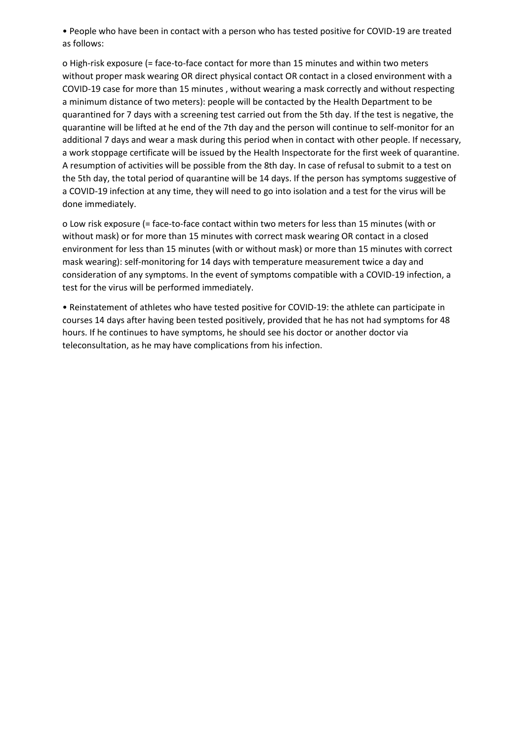- People who have been in contact with a person who has tested positive for COVID-19 are treated as follows:

    - High-risk exposure (= face-to-face contact for more than 15 minutes and within two meters without proper mask wearing OR direct physical contact OR contact in a closed environment with a COVID-19 case for more than 15 minutes , without wearing a mask correctly and without respecting a minimum distance of two meters): people will be contacted by the Health Department to be quarantined for 7 days with a screening test carried out from the 5th day. If the test is negative, the quarantine will be lifted at he end of the 7th day and the person will continue to self-monitor for an additional 7 days and wear a mask during this period when in contact with other people. If necessary, a work stoppage certificate will be issued by the Health Inspectorate for the first week of quarantine. A resumption of activities will be possible from the 8th day. In case of refusal to submit to a test on the 5th day, the total period of quarantine will be 14 days. If the person has symptoms suggestive of a COVID-19 infection at any time, they will need to go into isolation and a test for the virus will be done immediately.

    - Low risk exposure (= face-to-face contact within two meters for less than 15 minutes (with or without mask) or for more than 15 minutes with correct mask wearing OR contact in a closed environment for less than 15 minutes (with or without mask) or more than 15 minutes with correct mask wearing): self-monitoring for 14 days with temperature measurement twice a day and consideration of any symptoms. In the event of symptoms compatible with a COVID-19 infection, a test for the virus will be performed immediately.

- Reinstatement of athletes who have tested positive for COVID-19: the athlete can participate in courses 14 days after having been tested positively, provided that he has not had symptoms for 48 hours. If he continues to have symptoms, he should see his doctor or another doctor via teleconsultation, as he may have complications from his infection.